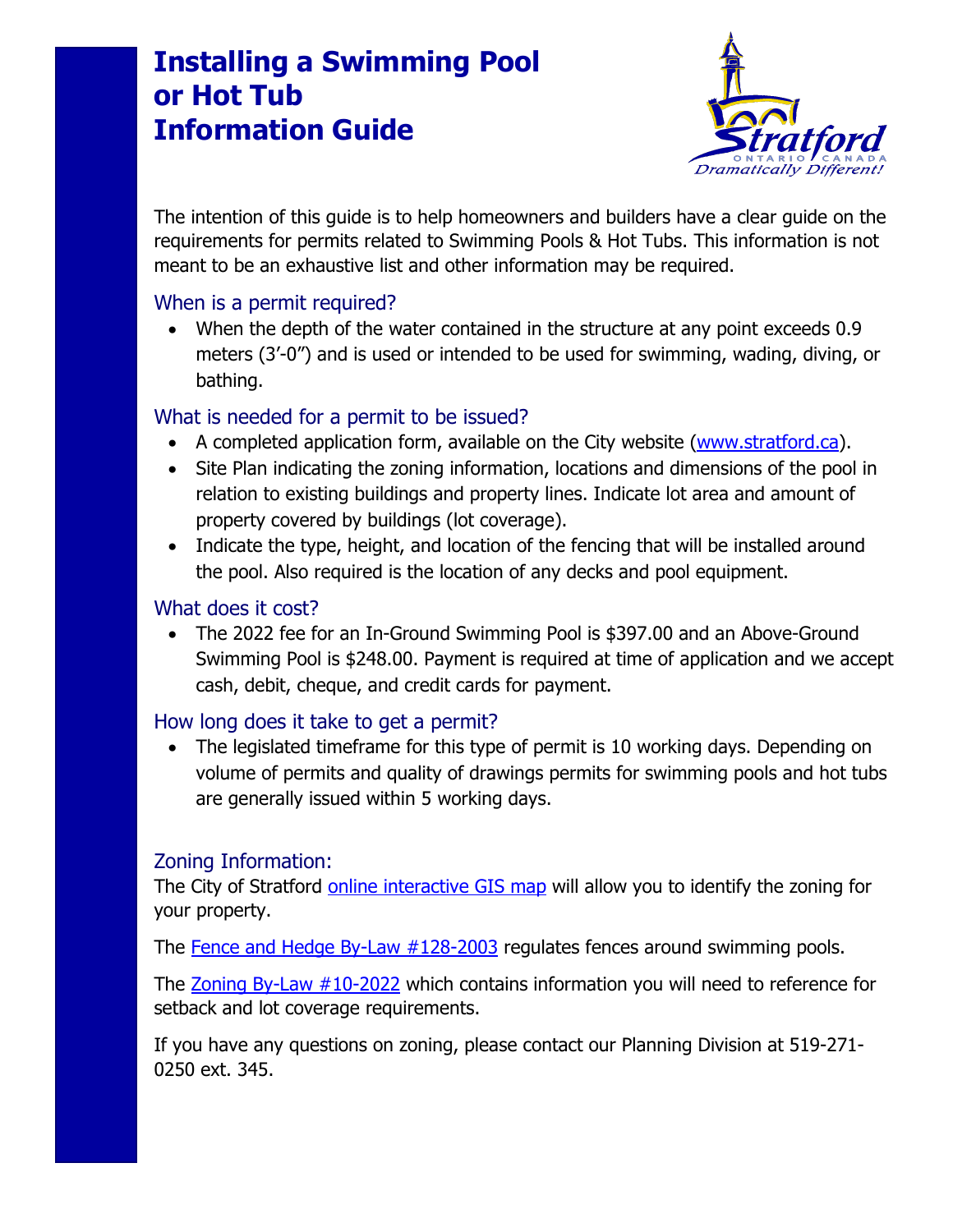# Installing a Swimming Pool or Hot Tub Information Guide

The intention of this guide is to help homeowners and builders have a clear guide on the requirements for permits related to Swimming Pools & Hot Tubs. This information is not meant to be an exhaustive list and other information may be required.

## When is a permit required?

- When the depth of the water contained in the structure at any point exceeds 0.9 meters (3'-0") and is used or intended to be used for swimming, wading, diving, or bathing.

## What is needed for a permit to be issued?

- A completed application form, available on the City website (www.stratford.ca).
- Site Plan indicating the zoning information, locations and dimensions of the pool in relation to existing buildings and property lines. Indicate lot area and amount of property covered by buildings (lot coverage).
- Indicate the type, height, and location of the fencing that will be installed around the pool. Also required is the location of any decks and pool equipment.

## What does it cost?

- The 2022 fee for an In-Ground Swimming Pool is $397.00 and an Above-Ground Swimming Pool is $248.00. Payment is required at time of application and we accept cash, debit, cheque, and credit cards for payment.

## How long does it take to get a permit?

- The legislated timeframe for this type of permit is 10 working days. Depending on volume of permits and quality of drawings permits for swimming pools and hot tubs are generally issued within 5 working days.

## Zoning Information:

The City of Stratford online interactive GIS map will allow you to identify the zoning for your property.

The Fence and Hedge By-Law #128-2003 regulates fences around swimming pools.

The Zoning By-Law #10-2022 which contains information you will need to reference for setback and lot coverage requirements.

If you have any questions on zoning, please contact our Planning Division at 519-271-0250 ext. 345.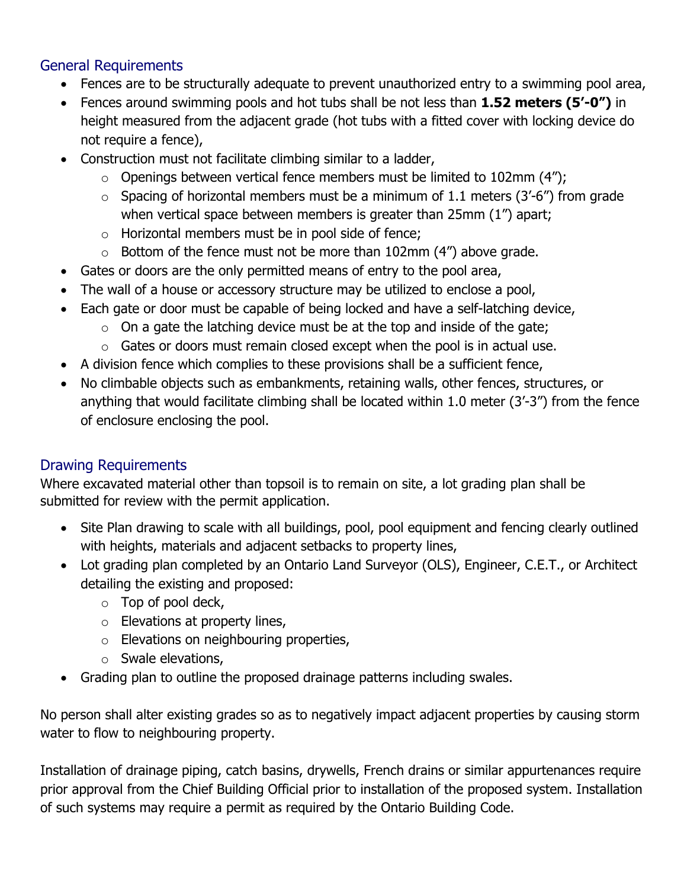## General Requirements

- Fences are to be structurally adequate to prevent unauthorized entry to a swimming pool area,
- Fences around swimming pools and hot tubs shall be not less than **1.52 meters (5'-0")** in height measured from the adjacent grade (hot tubs with a fitted cover with locking device do not require a fence),
- Construction must not facilitate climbing similar to a ladder,
  - Openings between vertical fence members must be limited to 102mm (4");
  - Spacing of horizontal members must be a minimum of 1.1 meters (3'-6") from grade when vertical space between members is greater than 25mm (1") apart;
  - Horizontal members must be in pool side of fence;
  - Bottom of the fence must not be more than 102mm (4") above grade.
- Gates or doors are the only permitted means of entry to the pool area,
- The wall of a house or accessory structure may be utilized to enclose a pool,
- Each gate or door must be capable of being locked and have a self-latching device,
  - On a gate the latching device must be at the top and inside of the gate;
  - Gates or doors must remain closed except when the pool is in actual use.
- A division fence which complies to these provisions shall be a sufficient fence,
- No climbable objects such as embankments, retaining walls, other fences, structures, or anything that would facilitate climbing shall be located within 1.0 meter (3'-3") from the fence of enclosure enclosing the pool.

## Drawing Requirements

Where excavated material other than topsoil is to remain on site, a lot grading plan shall be submitted for review with the permit application.

- Site Plan drawing to scale with all buildings, pool, pool equipment and fencing clearly outlined with heights, materials and adjacent setbacks to property lines,
- Lot grading plan completed by an Ontario Land Surveyor (OLS), Engineer, C.E.T., or Architect detailing the existing and proposed:
  - Top of pool deck,
  - Elevations at property lines,
  - Elevations on neighbouring properties,
  - Swale elevations,
- Grading plan to outline the proposed drainage patterns including swales.

No person shall alter existing grades so as to negatively impact adjacent properties by causing storm water to flow to neighbouring property.

Installation of drainage piping, catch basins, drywells, French drains or similar appurtenances require prior approval from the Chief Building Official prior to installation of the proposed system. Installation of such systems may require a permit as required by the Ontario Building Code.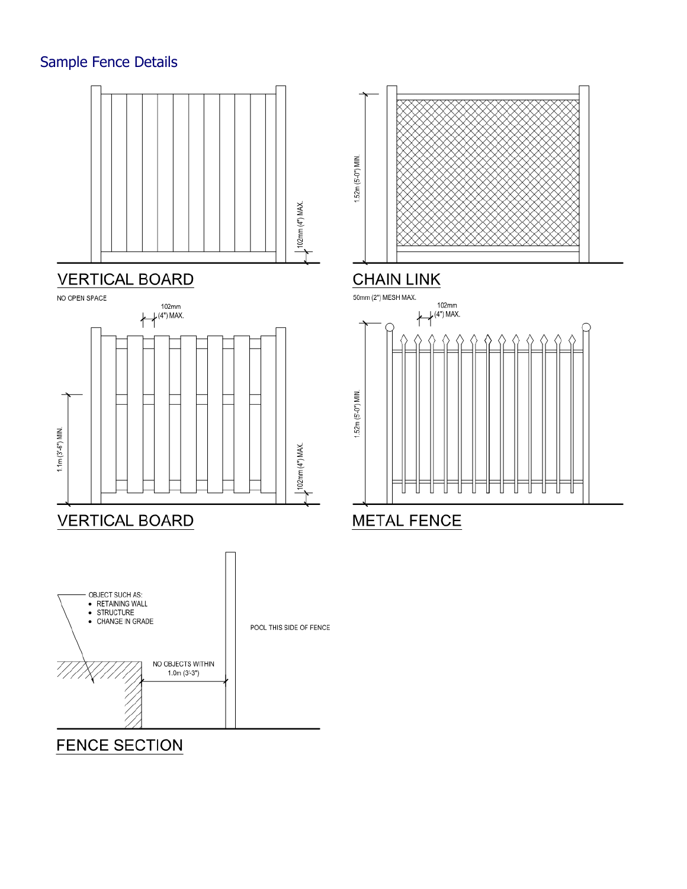## Sample Fence Details

### VERTICAL BOARD

102mm (4") MAX.

### CHAIN LINK

1.52m (5'-0") MIN.

### VERTICAL BOARD

NO OPEN SPACE

102mm (4") MAX.

1.1m (3'-6") MIN.

102mm (4") MAX.

### METAL FENCE

50mm (2") MESH MAX.

102mm (4") MAX.

1.52m (5'-0") MIN.

### FENCE SECTION

OBJECT SUCH AS:

- RETAINING WALL
- STRUCTURE
- CHANGE IN GRADE

NO OBJECTS WITHIN 1.0m (3'-3")

POOL THIS SIDE OF FENCE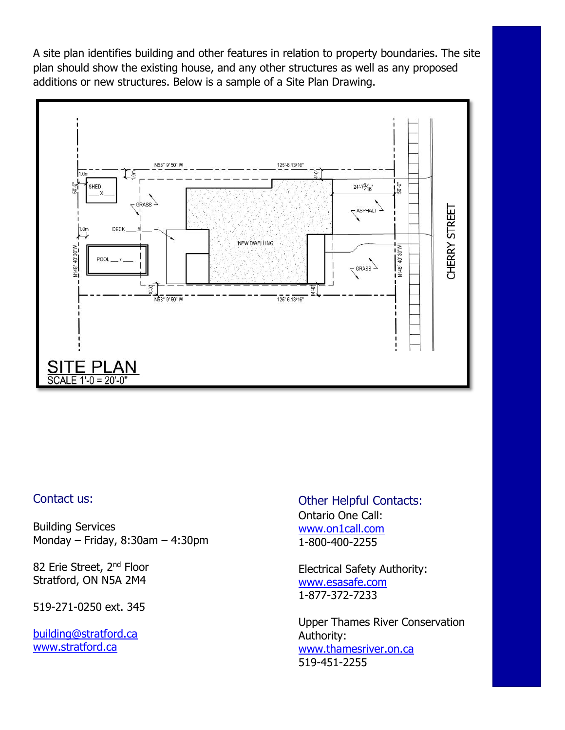A site plan identifies building and other features in relation to property boundaries. The site plan should show the existing house, and any other structures as well as any proposed additions or new structures. Below is a sample of a Site Plan Drawing.

SITE PLAN
SCALE 1'-0 = 20'-0"

N58° 9' 50" W
125'-6 13/16"
1.0m
SHED
GRASS
DECK
POOL
NEW DWELLING
ASPHALT
GRASS
CHERRY STREET
N48° 40' 30"W
50'-0"
24'-7 5/16"
4'-0"
4'-6"
X-X

## Contact us:

Building Services
Monday – Friday, 8:30am – 4:30pm

82 Erie Street, 2nd Floor
Stratford, ON N5A 2M4

519-271-0250 ext. 345

building@stratford.ca
www.stratford.ca

## Other Helpful Contacts:

Ontario One Call:
www.on1call.com
1-800-400-2255

Electrical Safety Authority:
www.esasafe.com
1-877-372-7233

Upper Thames River Conservation Authority:
www.thamesriver.on.ca
519-451-2255